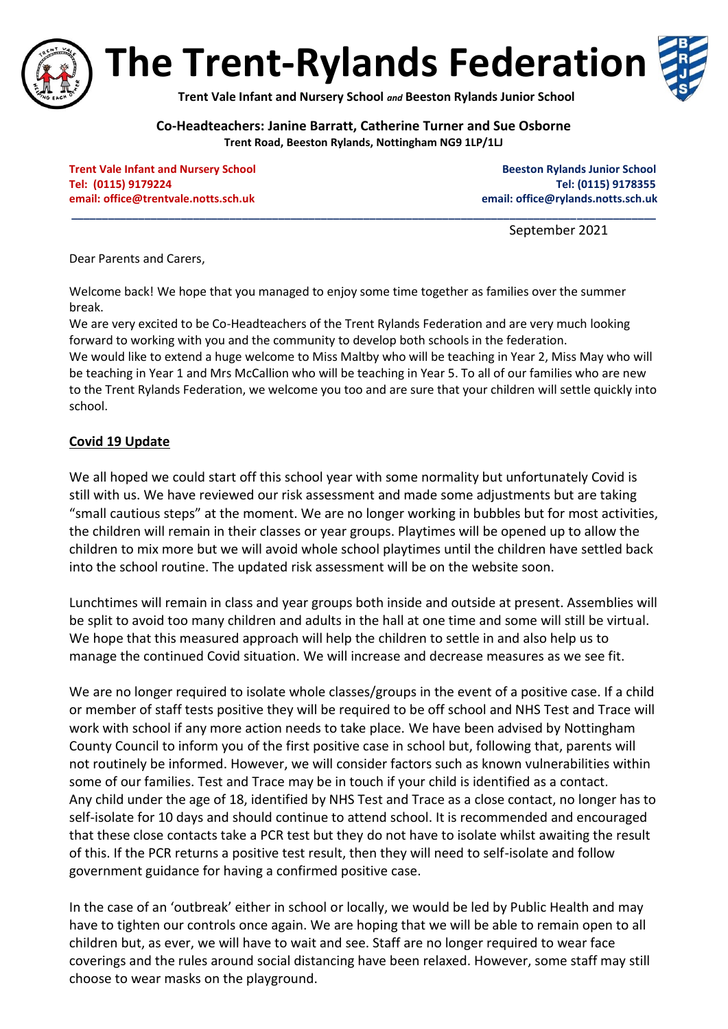# The Trent-Rylands Federation

**Trent Vale Infant and Nursery School *and* Beeston Rylands Junior School**

**Co-Headteachers: Janine Barratt, Catherine Turner and Sue Osborne**
**Trent Road, Beeston Rylands, Nottingham NG9 1LP/1LJ**

**Trent Vale Infant and Nursery School**
**Tel: (0115) 9179224**
**email: office@trentvale.notts.sch.uk**

**Beeston Rylands Junior School**
**Tel: (0115) 9178355**
**email: office@rylands.notts.sch.uk**

---

September 2021

Dear Parents and Carers,

Welcome back! We hope that you managed to enjoy some time together as families over the summer break.
We are very excited to be Co-Headteachers of the Trent Rylands Federation and are very much looking forward to working with you and the community to develop both schools in the federation.
We would like to extend a huge welcome to Miss Maltby who will be teaching in Year 2, Miss May who will be teaching in Year 1 and Mrs McCallion who will be teaching in Year 5. To all of our families who are new to the Trent Rylands Federation, we welcome you too and are sure that your children will settle quickly into school.

## Covid 19 Update

We all hoped we could start off this school year with some normality but unfortunately Covid is still with us. We have reviewed our risk assessment and made some adjustments but are taking "small cautious steps" at the moment. We are no longer working in bubbles but for most activities, the children will remain in their classes or year groups. Playtimes will be opened up to allow the children to mix more but we will avoid whole school playtimes until the children have settled back into the school routine. The updated risk assessment will be on the website soon.

Lunchtimes will remain in class and year groups both inside and outside at present. Assemblies will be split to avoid too many children and adults in the hall at one time and some will still be virtual. We hope that this measured approach will help the children to settle in and also help us to manage the continued Covid situation. We will increase and decrease measures as we see fit.

We are no longer required to isolate whole classes/groups in the event of a positive case. If a child or member of staff tests positive they will be required to be off school and NHS Test and Trace will work with school if any more action needs to take place. We have been advised by Nottingham County Council to inform you of the first positive case in school but, following that, parents will not routinely be informed. However, we will consider factors such as known vulnerabilities within some of our families. Test and Trace may be in touch if your child is identified as a contact.
Any child under the age of 18, identified by NHS Test and Trace as a close contact, no longer has to self-isolate for 10 days and should continue to attend school. It is recommended and encouraged that these close contacts take a PCR test but they do not have to isolate whilst awaiting the result of this. If the PCR returns a positive test result, then they will need to self-isolate and follow government guidance for having a confirmed positive case.

In the case of an 'outbreak' either in school or locally, we would be led by Public Health and may have to tighten our controls once again. We are hoping that we will be able to remain open to all children but, as ever, we will have to wait and see. Staff are no longer required to wear face coverings and the rules around social distancing have been relaxed. However, some staff may still choose to wear masks on the playground.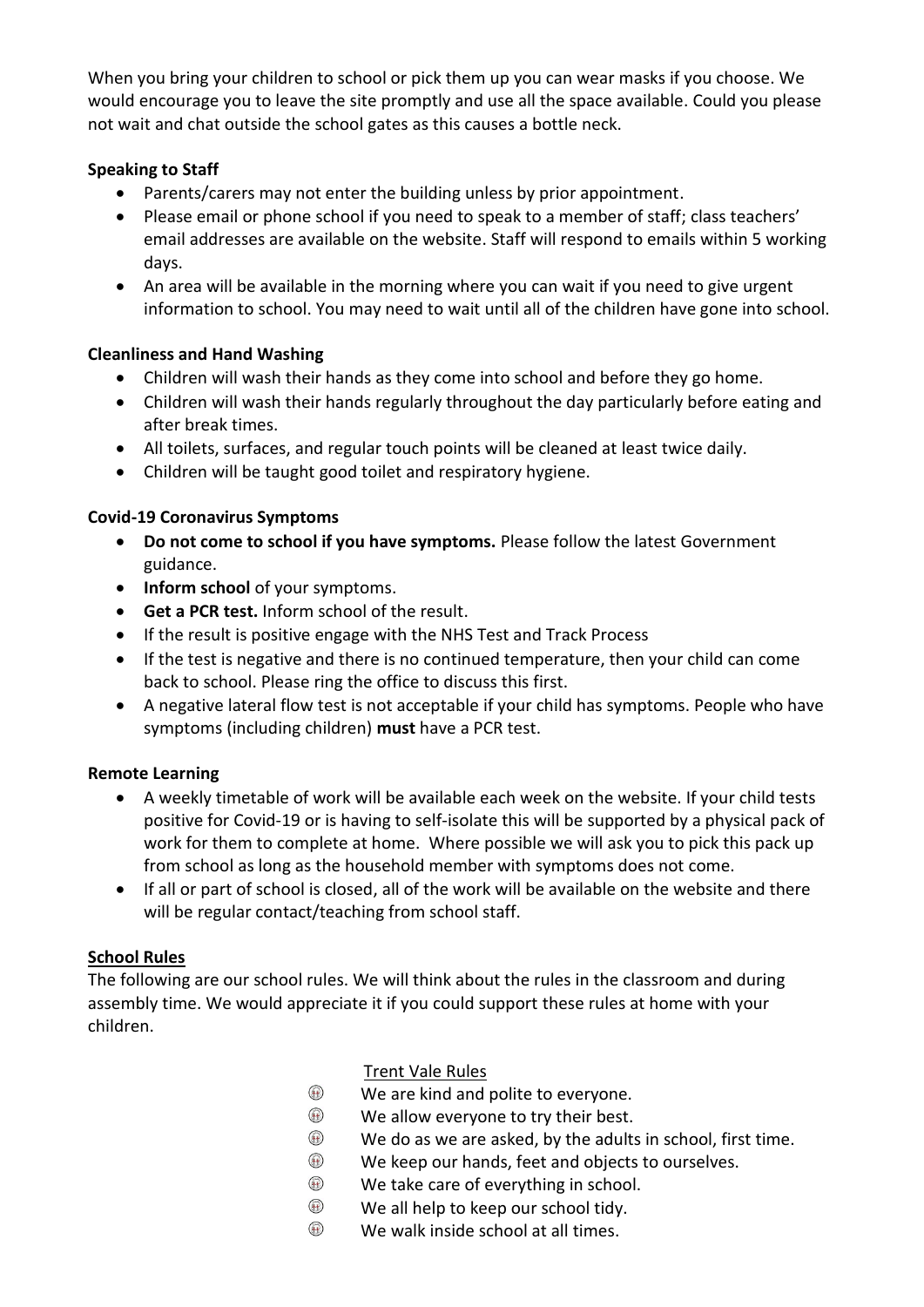When you bring your children to school or pick them up you can wear masks if you choose. We would encourage you to leave the site promptly and use all the space available. Could you please not wait and chat outside the school gates as this causes a bottle neck.

**Speaking to Staff**

- Parents/carers may not enter the building unless by prior appointment.
- Please email or phone school if you need to speak to a member of staff; class teachers' email addresses are available on the website. Staff will respond to emails within 5 working days.
- An area will be available in the morning where you can wait if you need to give urgent information to school. You may need to wait until all of the children have gone into school.

**Cleanliness and Hand Washing**

- Children will wash their hands as they come into school and before they go home.
- Children will wash their hands regularly throughout the day particularly before eating and after break times.
- All toilets, surfaces, and regular touch points will be cleaned at least twice daily.
- Children will be taught good toilet and respiratory hygiene.

**Covid-19 Coronavirus Symptoms**

- **Do not come to school if you have symptoms.** Please follow the latest Government guidance.
- **Inform school** of your symptoms.
- **Get a PCR test.** Inform school of the result.
- If the result is positive engage with the NHS Test and Track Process
- If the test is negative and there is no continued temperature, then your child can come back to school. Please ring the office to discuss this first.
- A negative lateral flow test is not acceptable if your child has symptoms. People who have symptoms (including children) **must** have a PCR test.

**Remote Learning**

- A weekly timetable of work will be available each week on the website. If your child tests positive for Covid-19 or is having to self-isolate this will be supported by a physical pack of work for them to complete at home. Where possible we will ask you to pick this pack up from school as long as the household member with symptoms does not come.
- If all or part of school is closed, all of the work will be available on the website and there will be regular contact/teaching from school staff.

**School Rules**

The following are our school rules. We will think about the rules in the classroom and during assembly time. We would appreciate it if you could support these rules at home with your children.

Trent Vale Rules

- We are kind and polite to everyone.
- We allow everyone to try their best.
- We do as we are asked, by the adults in school, first time.
- We keep our hands, feet and objects to ourselves.
- We take care of everything in school.
- We all help to keep our school tidy.
- We walk inside school at all times.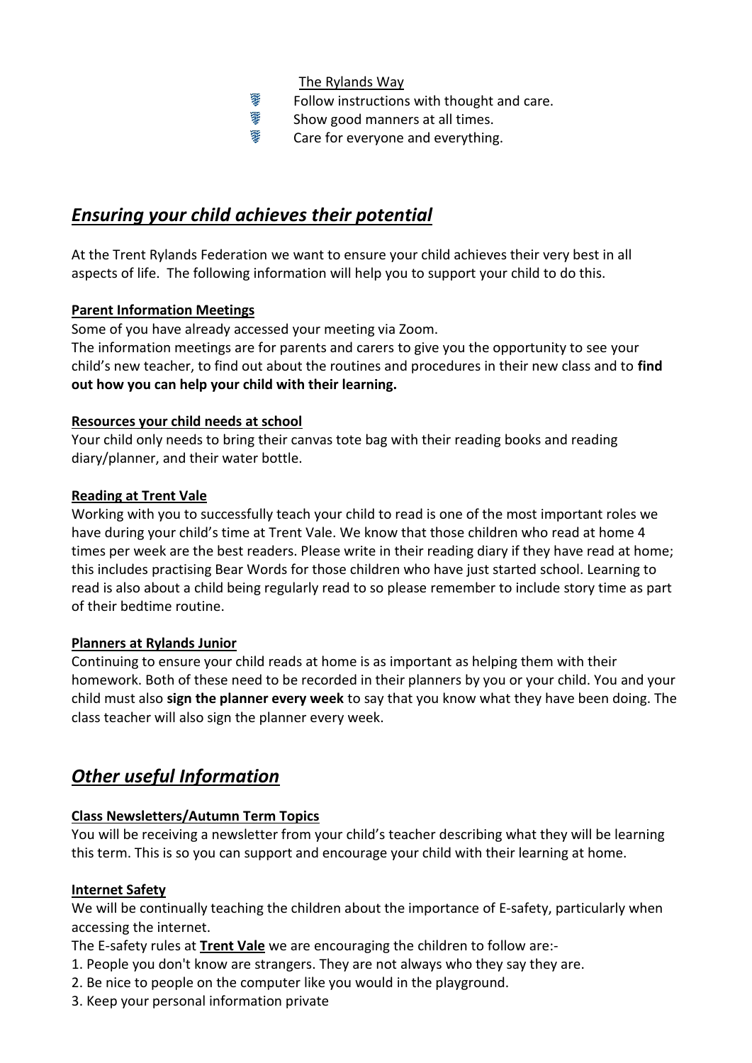The Rylands Way

- Follow instructions with thought and care.
- Show good manners at all times.
- Care for everyone and everything.

## ***Ensuring your child achieves their potential***

At the Trent Rylands Federation we want to ensure your child achieves their very best in all aspects of life. The following information will help you to support your child to do this.

**Parent Information Meetings**

Some of you have already accessed your meeting via Zoom.

The information meetings are for parents and carers to give you the opportunity to see your child's new teacher, to find out about the routines and procedures in their new class and to **find out how you can help your child with their learning.**

**Resources your child needs at school**

Your child only needs to bring their canvas tote bag with their reading books and reading diary/planner, and their water bottle.

**Reading at Trent Vale**

Working with you to successfully teach your child to read is one of the most important roles we have during your child's time at Trent Vale. We know that those children who read at home 4 times per week are the best readers. Please write in their reading diary if they have read at home; this includes practising Bear Words for those children who have just started school. Learning to read is also about a child being regularly read to so please remember to include story time as part of their bedtime routine.

**Planners at Rylands Junior**

Continuing to ensure your child reads at home is as important as helping them with their homework. Both of these need to be recorded in their planners by you or your child. You and your child must also **sign the planner every week** to say that you know what they have been doing. The class teacher will also sign the planner every week.

## ***Other useful Information***

**Class Newsletters/Autumn Term Topics**

You will be receiving a newsletter from your child's teacher describing what they will be learning this term. This is so you can support and encourage your child with their learning at home.

**Internet Safety**

We will be continually teaching the children about the importance of E-safety, particularly when accessing the internet.

The E-safety rules at **Trent Vale** we are encouraging the children to follow are:-

1. People you don't know are strangers. They are not always who they say they are.
2. Be nice to people on the computer like you would in the playground.
3. Keep your personal information private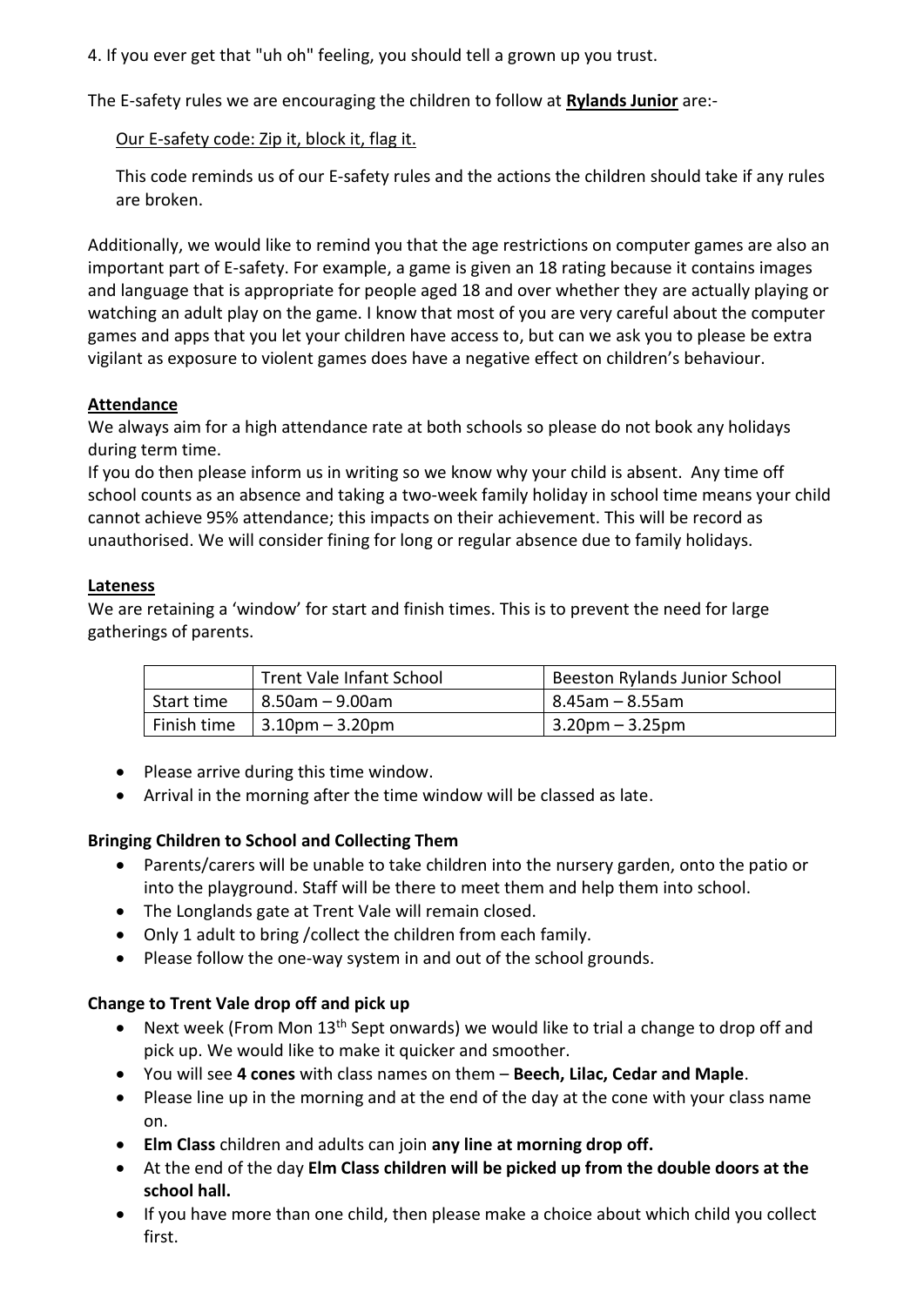4. If you ever get that "uh oh" feeling, you should tell a grown up you trust.

The E-safety rules we are encouraging the children to follow at **Rylands Junior** are:-

Our E-safety code: Zip it, block it, flag it.

This code reminds us of our E-safety rules and the actions the children should take if any rules are broken.

Additionally, we would like to remind you that the age restrictions on computer games are also an important part of E-safety. For example, a game is given an 18 rating because it contains images and language that is appropriate for people aged 18 and over whether they are actually playing or watching an adult play on the game. I know that most of you are very careful about the computer games and apps that you let your children have access to, but can we ask you to please be extra vigilant as exposure to violent games does have a negative effect on children's behaviour.

**Attendance**

We always aim for a high attendance rate at both schools so please do not book any holidays during term time.

If you do then please inform us in writing so we know why your child is absent. Any time off school counts as an absence and taking a two-week family holiday in school time means your child cannot achieve 95% attendance; this impacts on their achievement. This will be record as unauthorised. We will consider fining for long or regular absence due to family holidays.

**Lateness**

We are retaining a 'window' for start and finish times. This is to prevent the need for large gatherings of parents.

| | Trent Vale Infant School | Beeston Rylands Junior School |
|---|---|---|
| Start time | 8.50am – 9.00am | 8.45am – 8.55am |
| Finish time | 3.10pm – 3.20pm | 3.20pm – 3.25pm |

- Please arrive during this time window.
- Arrival in the morning after the time window will be classed as late.

**Bringing Children to School and Collecting Them**

- Parents/carers will be unable to take children into the nursery garden, onto the patio or into the playground. Staff will be there to meet them and help them into school.
- The Longlands gate at Trent Vale will remain closed.
- Only 1 adult to bring /collect the children from each family.
- Please follow the one-way system in and out of the school grounds.

**Change to Trent Vale drop off and pick up**

- Next week (From Mon 13th Sept onwards) we would like to trial a change to drop off and pick up. We would like to make it quicker and smoother.
- You will see **4 cones** with class names on them – **Beech, Lilac, Cedar and Maple**.
- Please line up in the morning and at the end of the day at the cone with your class name on.
- **Elm Class** children and adults can join **any line at morning drop off.**
- At the end of the day **Elm Class children will be picked up from the double doors at the school hall.**
- If you have more than one child, then please make a choice about which child you collect first.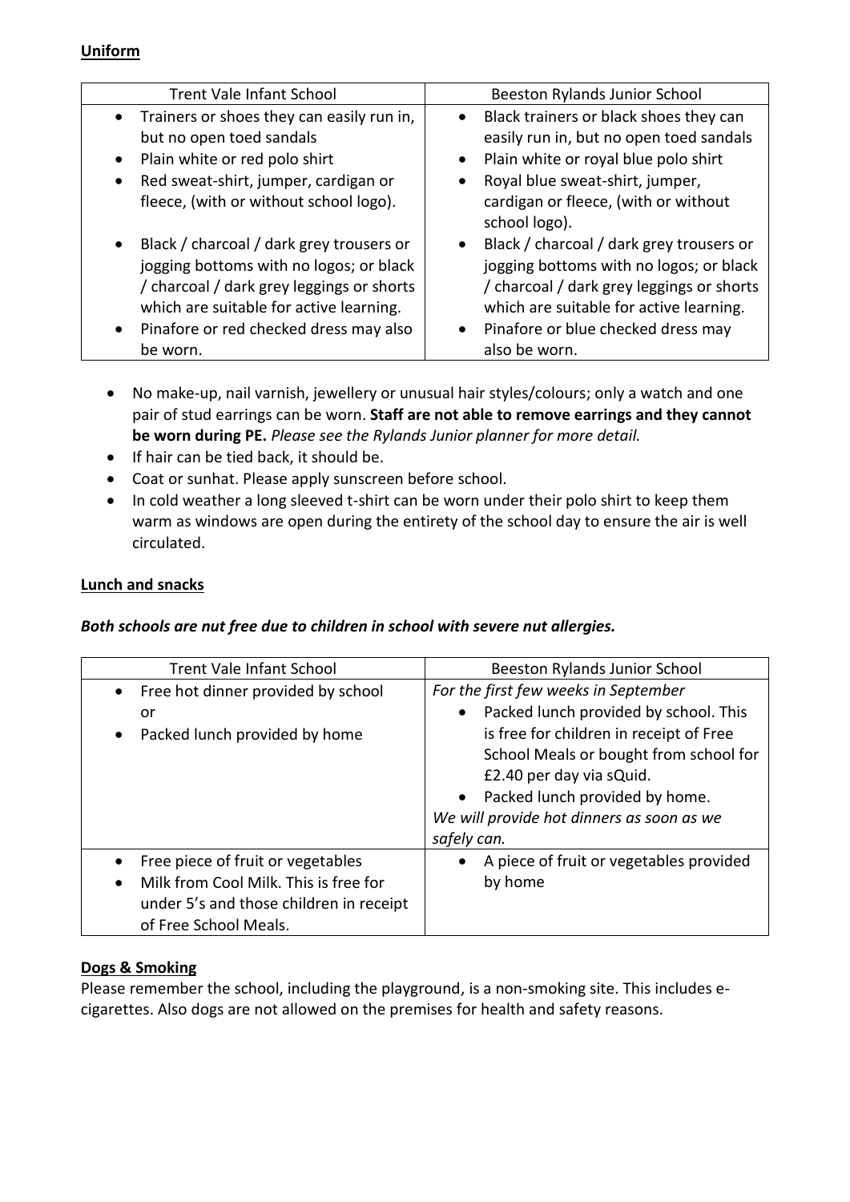## Uniform

| Trent Vale Infant School | Beeston Rylands Junior School |
| --- | --- |
| • Trainers or shoes they can easily run in, but no open toed sandals<br>• Plain white or red polo shirt<br>• Red sweat-shirt, jumper, cardigan or fleece, (with or without school logo).<br>• Black / charcoal / dark grey trousers or jogging bottoms with no logos; or black / charcoal / dark grey leggings or shorts which are suitable for active learning.<br>• Pinafore or red checked dress may also be worn. | • Black trainers or black shoes they can easily run in, but no open toed sandals<br>• Plain white or royal blue polo shirt<br>• Royal blue sweat-shirt, jumper, cardigan or fleece, (with or without school logo).<br>• Black / charcoal / dark grey trousers or jogging bottoms with no logos; or black / charcoal / dark grey leggings or shorts which are suitable for active learning.<br>• Pinafore or blue checked dress may also be worn. |

- No make-up, nail varnish, jewellery or unusual hair styles/colours; only a watch and one pair of stud earrings can be worn. **Staff are not able to remove earrings and they cannot be worn during PE.** *Please see the Rylands Junior planner for more detail.*
- If hair can be tied back, it should be.
- Coat or sunhat. Please apply sunscreen before school.
- In cold weather a long sleeved t-shirt can be worn under their polo shirt to keep them warm as windows are open during the entirety of the school day to ensure the air is well circulated.

## Lunch and snacks

***Both schools are nut free due to children in school with severe nut allergies.***

| Trent Vale Infant School | Beeston Rylands Junior School |
| --- | --- |
| • Free hot dinner provided by school<br>or<br>• Packed lunch provided by home | *For the first few weeks in September*<br>• Packed lunch provided by school. This is free for children in receipt of Free School Meals or bought from school for £2.40 per day via sQuid.<br>• Packed lunch provided by home.<br>*We will provide hot dinners as soon as we safely can.* |
| • Free piece of fruit or vegetables<br>• Milk from Cool Milk. This is free for under 5's and those children in receipt of Free School Meals. | • A piece of fruit or vegetables provided by home |

## Dogs & Smoking

Please remember the school, including the playground, is a non-smoking site. This includes e-cigarettes. Also dogs are not allowed on the premises for health and safety reasons.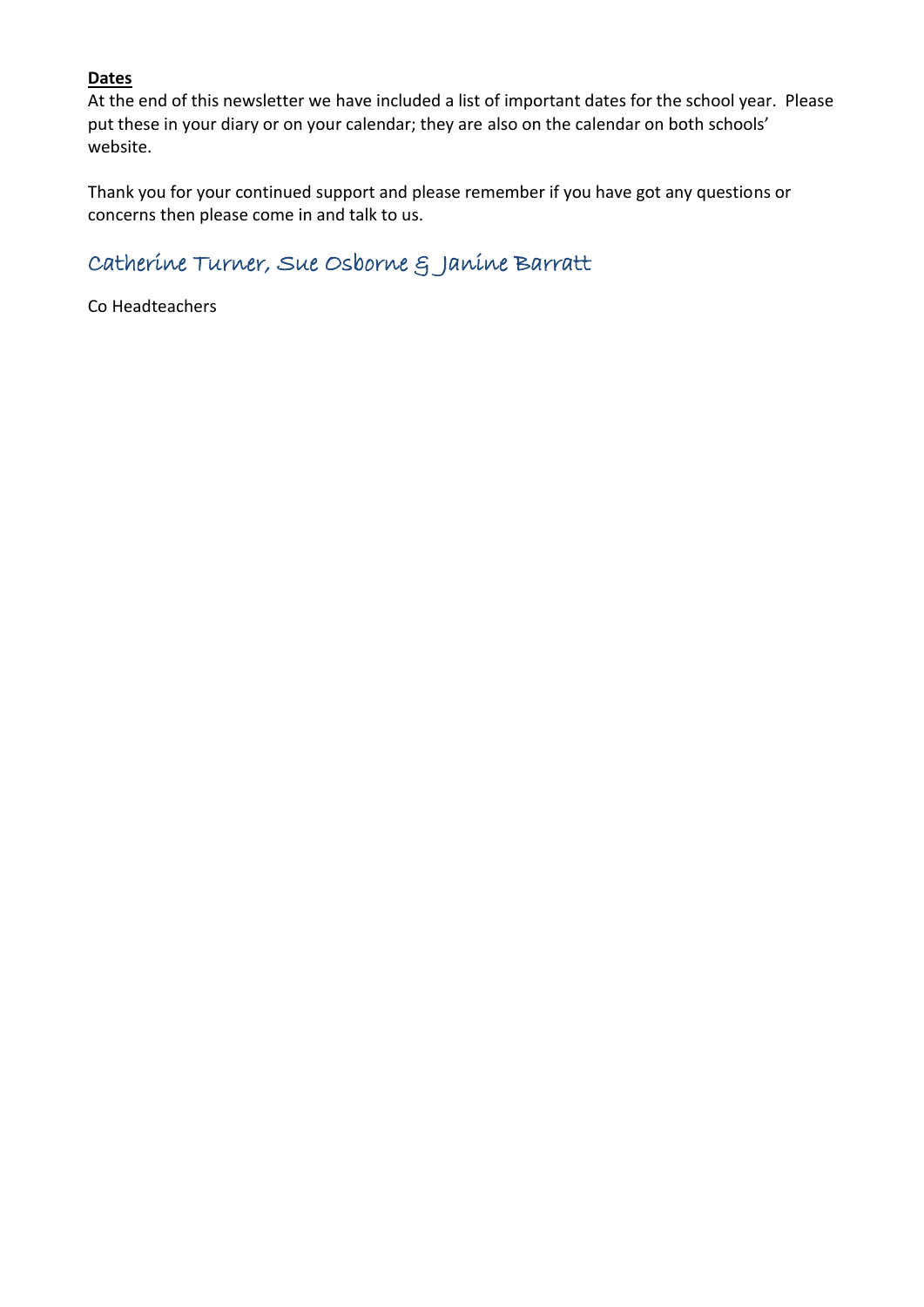**Dates**

At the end of this newsletter we have included a list of important dates for the school year. Please put these in your diary or on your calendar; they are also on the calendar on both schools' website.

Thank you for your continued support and please remember if you have got any questions or concerns then please come in and talk to us.

Catherine Turner, Sue Osborne & Janine Barratt

Co Headteachers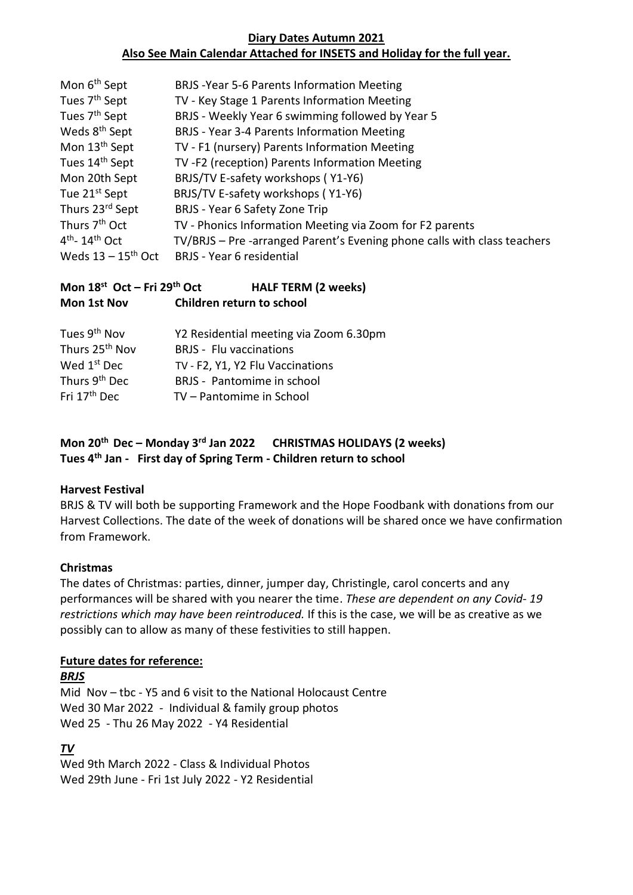**Diary Dates Autumn 2021**
**Also See Main Calendar Attached for INSETS and Holiday for the full year.**

| | |
|---|---|
| Mon 6th Sept | BRJS -Year 5-6 Parents Information Meeting |
| Tues 7th Sept | TV - Key Stage 1 Parents Information Meeting |
| Tues 7th Sept | BRJS - Weekly Year 6 swimming followed by Year 5 |
| Weds 8th Sept | BRJS - Year 3-4 Parents Information Meeting |
| Mon 13th Sept | TV - F1 (nursery) Parents Information Meeting |
| Tues 14th Sept | TV -F2 (reception) Parents Information Meeting |
| Mon 20th Sept | BRJS/TV E-safety workshops ( Y1-Y6) |
| Tue 21st Sept | BRJS/TV E-safety workshops ( Y1-Y6) |
| Thurs 23rd Sept | BRJS - Year 6 Safety Zone Trip |
| Thurs 7th Oct | TV - Phonics Information Meeting via Zoom for F2 parents |
| 4th- 14th Oct | TV/BRJS – Pre -arranged Parent's Evening phone calls with class teachers |
| Weds 13 – 15th Oct | BRJS - Year 6 residential |

**Mon 18st Oct – Fri 29th Oct HALF TERM (2 weeks)**
**Mon 1st Nov Children return to school**

| | |
|---|---|
| Tues 9th Nov | Y2 Residential meeting via Zoom 6.30pm |
| Thurs 25th Nov | BRJS - Flu vaccinations |
| Wed 1st Dec | TV - F2, Y1, Y2 Flu Vaccinations |
| Thurs 9th Dec | BRJS - Pantomime in school |
| Fri 17th Dec | TV – Pantomime in School |

**Mon 20th Dec – Monday 3rd Jan 2022 CHRISTMAS HOLIDAYS (2 weeks)**
**Tues 4th Jan - First day of Spring Term - Children return to school**

**Harvest Festival**

BRJS & TV will both be supporting Framework and the Hope Foodbank with donations from our Harvest Collections. The date of the week of donations will be shared once we have confirmation from Framework.

**Christmas**

The dates of Christmas: parties, dinner, jumper day, Christingle, carol concerts and any performances will be shared with you nearer the time. *These are dependent on any Covid- 19 restrictions which may have been reintroduced.* If this is the case, we will be as creative as we possibly can to allow as many of these festivities to still happen.

**Future dates for reference:**

***BRJS***

Mid Nov – tbc - Y5 and 6 visit to the National Holocaust Centre
Wed 30 Mar 2022 - Individual & family group photos
Wed 25 - Thu 26 May 2022 - Y4 Residential

***TV***

Wed 9th March 2022 - Class & Individual Photos
Wed 29th June - Fri 1st July 2022 - Y2 Residential